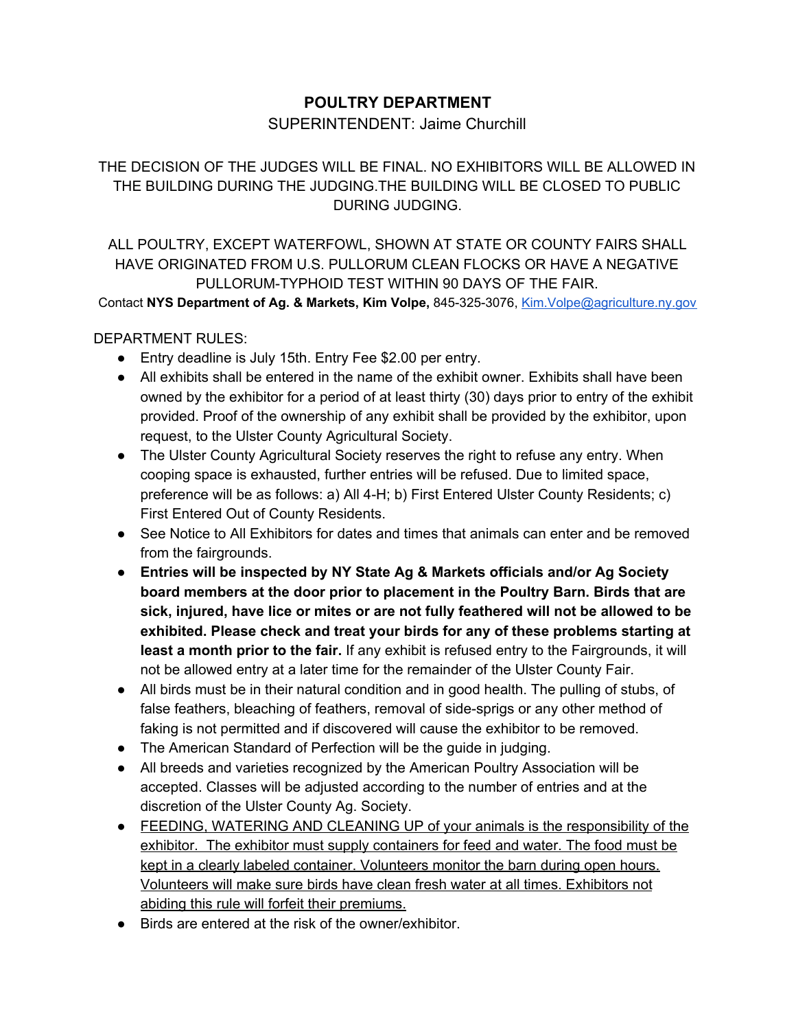# POULTRY DEPARTMENT

SUPERINTENDENT: Jaime Churchill

THE DECISION OF THE JUDGES WILL BE FINAL. NO EXHIBITORS WILL BE ALLOWED IN THE BUILDING DURING THE JUDGING.THE BUILDING WILL BE CLOSED TO PUBLIC DURING JUDGING.

ALL POULTRY, EXCEPT WATERFOWL, SHOWN AT STATE OR COUNTY FAIRS SHALL HAVE ORIGINATED FROM U.S. PULLORUM CLEAN FLOCKS OR HAVE A NEGATIVE PULLORUM-TYPHOID TEST WITHIN 90 DAYS OF THE FAIR.

Contact **NYS Department of Ag. & Markets, Kim Volpe,** 845-325-3076, Kim.Volpe@agriculture.ny.gov

DEPARTMENT RULES:

- Entry deadline is July 15th. Entry Fee $2.00 per entry.
- All exhibits shall be entered in the name of the exhibit owner. Exhibits shall have been owned by the exhibitor for a period of at least thirty (30) days prior to entry of the exhibit provided. Proof of the ownership of any exhibit shall be provided by the exhibitor, upon request, to the Ulster County Agricultural Society.
- The Ulster County Agricultural Society reserves the right to refuse any entry. When cooping space is exhausted, further entries will be refused. Due to limited space, preference will be as follows: a) All 4-H; b) First Entered Ulster County Residents; c) First Entered Out of County Residents.
- See Notice to All Exhibitors for dates and times that animals can enter and be removed from the fairgrounds.
- **Entries will be inspected by NY State Ag & Markets officials and/or Ag Society board members at the door prior to placement in the Poultry Barn. Birds that are sick, injured, have lice or mites or are not fully feathered will not be allowed to be exhibited. Please check and treat your birds for any of these problems starting at least a month prior to the fair.** If any exhibit is refused entry to the Fairgrounds, it will not be allowed entry at a later time for the remainder of the Ulster County Fair.
- All birds must be in their natural condition and in good health. The pulling of stubs, of false feathers, bleaching of feathers, removal of side-sprigs or any other method of faking is not permitted and if discovered will cause the exhibitor to be removed.
- The American Standard of Perfection will be the guide in judging.
- All breeds and varieties recognized by the American Poultry Association will be accepted. Classes will be adjusted according to the number of entries and at the discretion of the Ulster County Ag. Society.
- <u>FEEDING, WATERING AND CLEANING UP of your animals is the responsibility of the exhibitor. The exhibitor must supply containers for feed and water. The food must be kept in a clearly labeled container. Volunteers monitor the barn during open hours. Volunteers will make sure birds have clean fresh water at all times. Exhibitors not abiding this rule will forfeit their premiums.</u>
- Birds are entered at the risk of the owner/exhibitor.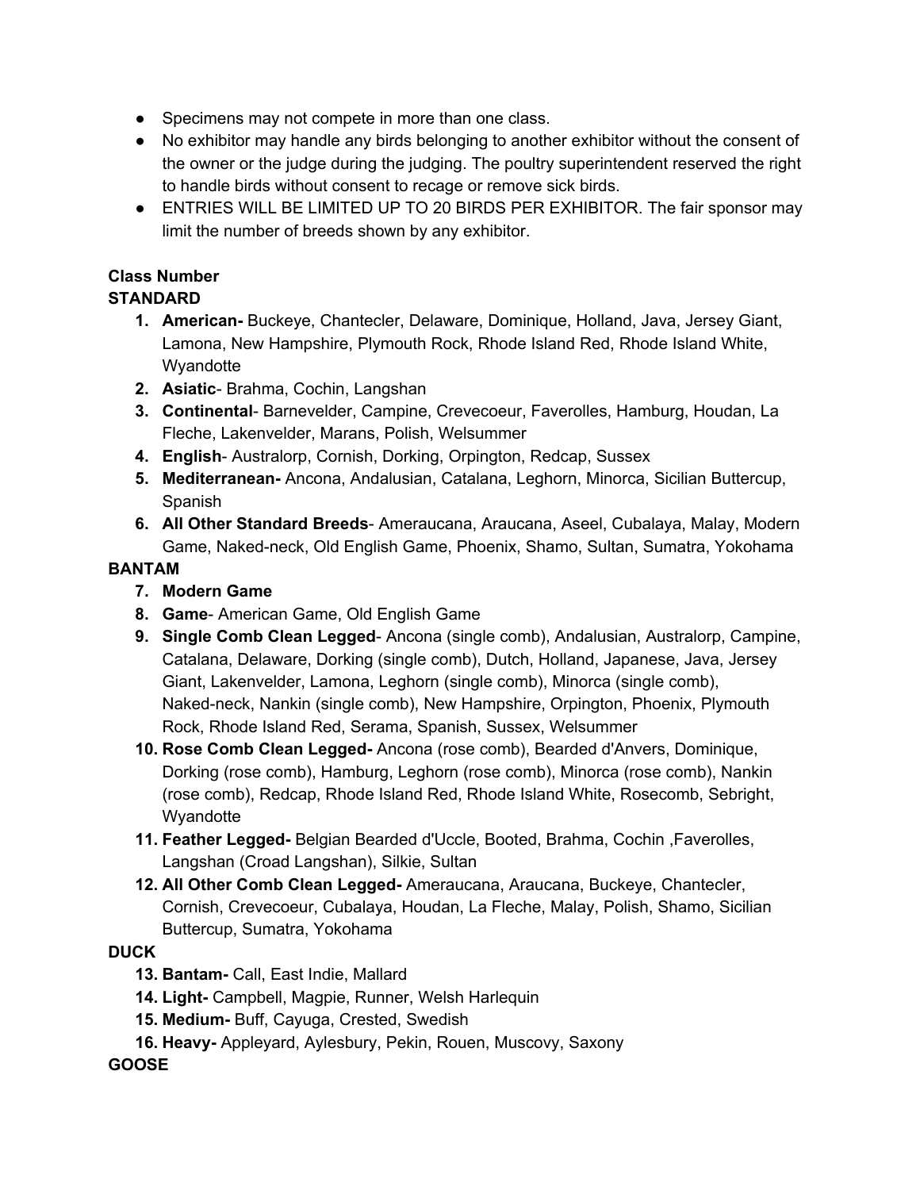- Specimens may not compete in more than one class.
- No exhibitor may handle any birds belonging to another exhibitor without the consent of the owner or the judge during the judging. The poultry superintendent reserved the right to handle birds without consent to recage or remove sick birds.
- ENTRIES WILL BE LIMITED UP TO 20 BIRDS PER EXHIBITOR. The fair sponsor may limit the number of breeds shown by any exhibitor.

**Class Number**

**STANDARD**

1. **American-** Buckeye, Chantecler, Delaware, Dominique, Holland, Java, Jersey Giant, Lamona, New Hampshire, Plymouth Rock, Rhode Island Red, Rhode Island White, Wyandotte
2. **Asiatic**- Brahma, Cochin, Langshan
3. **Continental**- Barnevelder, Campine, Crevecoeur, Faverolles, Hamburg, Houdan, La Fleche, Lakenvelder, Marans, Polish, Welsummer
4. **English**- Australorp, Cornish, Dorking, Orpington, Redcap, Sussex
5. **Mediterranean-** Ancona, Andalusian, Catalana, Leghorn, Minorca, Sicilian Buttercup, Spanish
6. **All Other Standard Breeds**- Ameraucana, Araucana, Aseel, Cubalaya, Malay, Modern Game, Naked-neck, Old English Game, Phoenix, Shamo, Sultan, Sumatra, Yokohama

**BANTAM**

7. **Modern Game**
8. **Game**- American Game, Old English Game
9. **Single Comb Clean Legged**- Ancona (single comb), Andalusian, Australorp, Campine, Catalana, Delaware, Dorking (single comb), Dutch, Holland, Japanese, Java, Jersey Giant, Lakenvelder, Lamona, Leghorn (single comb), Minorca (single comb), Naked-neck, Nankin (single comb), New Hampshire, Orpington, Phoenix, Plymouth Rock, Rhode Island Red, Serama, Spanish, Sussex, Welsummer
10. **Rose Comb Clean Legged-** Ancona (rose comb), Bearded d'Anvers, Dominique, Dorking (rose comb), Hamburg, Leghorn (rose comb), Minorca (rose comb), Nankin (rose comb), Redcap, Rhode Island Red, Rhode Island White, Rosecomb, Sebright, Wyandotte
11. **Feather Legged-** Belgian Bearded d'Uccle, Booted, Brahma, Cochin ,Faverolles, Langshan (Croad Langshan), Silkie, Sultan
12. **All Other Comb Clean Legged-** Ameraucana, Araucana, Buckeye, Chantecler, Cornish, Crevecoeur, Cubalaya, Houdan, La Fleche, Malay, Polish, Shamo, Sicilian Buttercup, Sumatra, Yokohama

**DUCK**

13. **Bantam-** Call, East Indie, Mallard
14. **Light-** Campbell, Magpie, Runner, Welsh Harlequin
15. **Medium-** Buff, Cayuga, Crested, Swedish
16. **Heavy-** Appleyard, Aylesbury, Pekin, Rouen, Muscovy, Saxony

**GOOSE**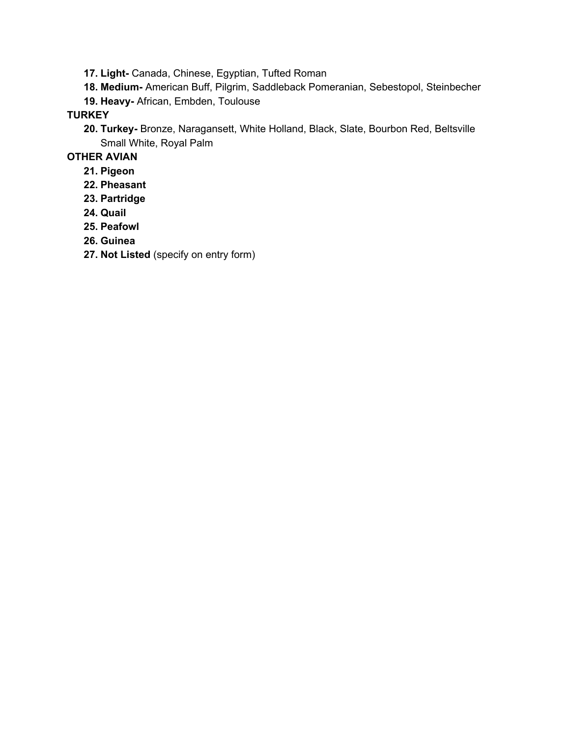17. **Light-** Canada, Chinese, Egyptian, Tufted Roman
18. **Medium-** American Buff, Pilgrim, Saddleback Pomeranian, Sebestopol, Steinbecher
19. **Heavy-** African, Embden, Toulouse

**TURKEY**

20. **Turkey-** Bronze, Naragansett, White Holland, Black, Slate, Bourbon Red, Beltsville Small White, Royal Palm

**OTHER AVIAN**

21. **Pigeon**
22. **Pheasant**
23. **Partridge**
24. **Quail**
25. **Peafowl**
26. **Guinea**
27. **Not Listed** (specify on entry form)